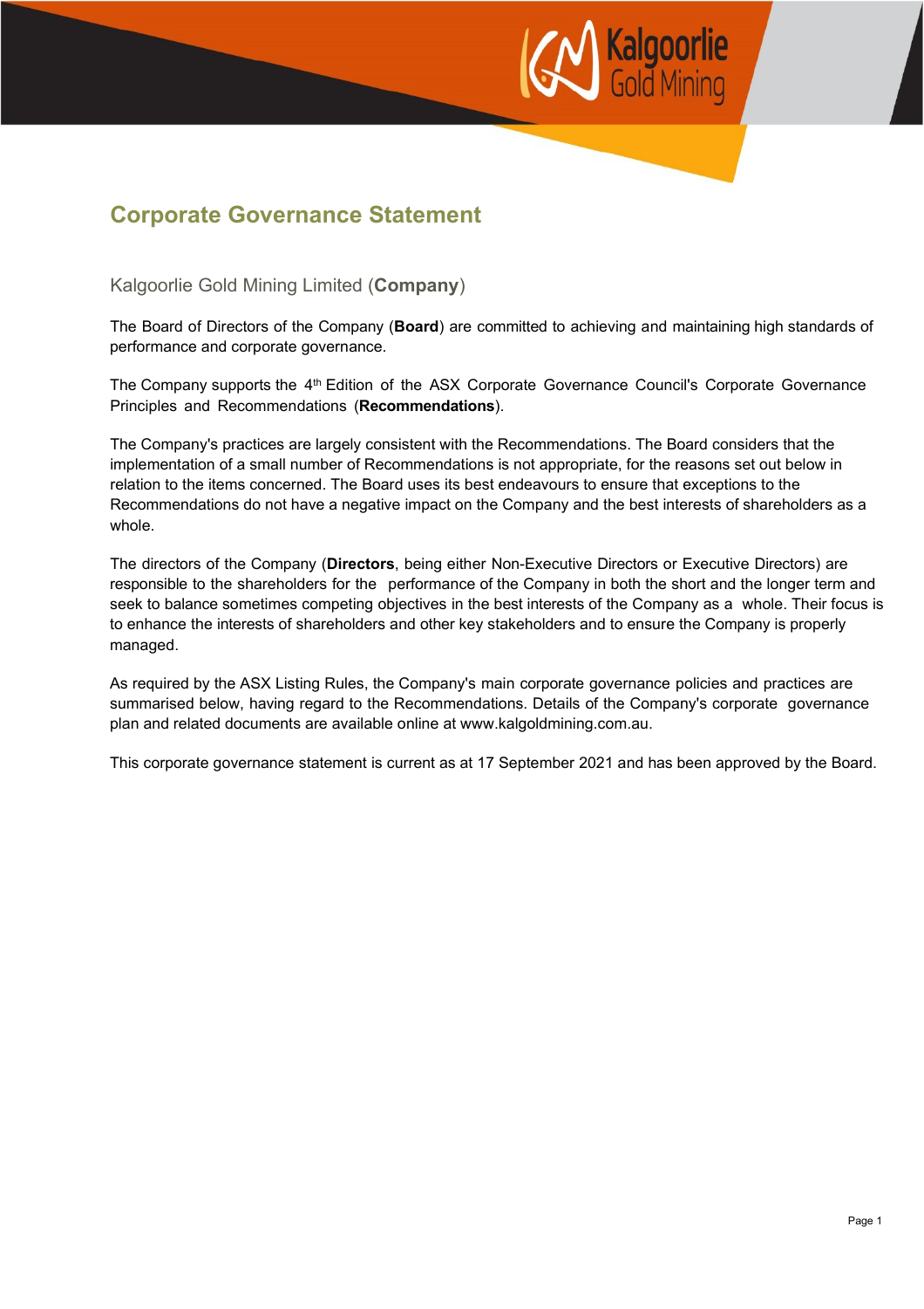# Corporate Governance Statement

## Kalgoorlie Gold Mining Limited (**Company**)

The Board of Directors of the Company (**Board**) are committed to achieving and maintaining high standards of performance and corporate governance.

The Company supports the 4th Edition of the ASX Corporate Governance Council's Corporate Governance Principles and Recommendations (**Recommendations**).

The Company's practices are largely consistent with the Recommendations. The Board considers that the implementation of a small number of Recommendations is not appropriate, for the reasons set out below in relation to the items concerned. The Board uses its best endeavours to ensure that exceptions to the Recommendations do not have a negative impact on the Company and the best interests of shareholders as a whole.

The directors of the Company (**Directors**, being either Non-Executive Directors or Executive Directors) are responsible to the shareholders for the performance of the Company in both the short and the longer term and seek to balance sometimes competing objectives in the best interests of the Company as a whole. Their focus is to enhance the interests of shareholders and other key stakeholders and to ensure the Company is properly managed.

As required by the ASX Listing Rules, the Company's main corporate governance policies and practices are summarised below, having regard to the Recommendations. Details of the Company's corporate governance plan and related documents are available online at www.kalgoldmining.com.au.

This corporate governance statement is current as at 17 September 2021 and has been approved by the Board.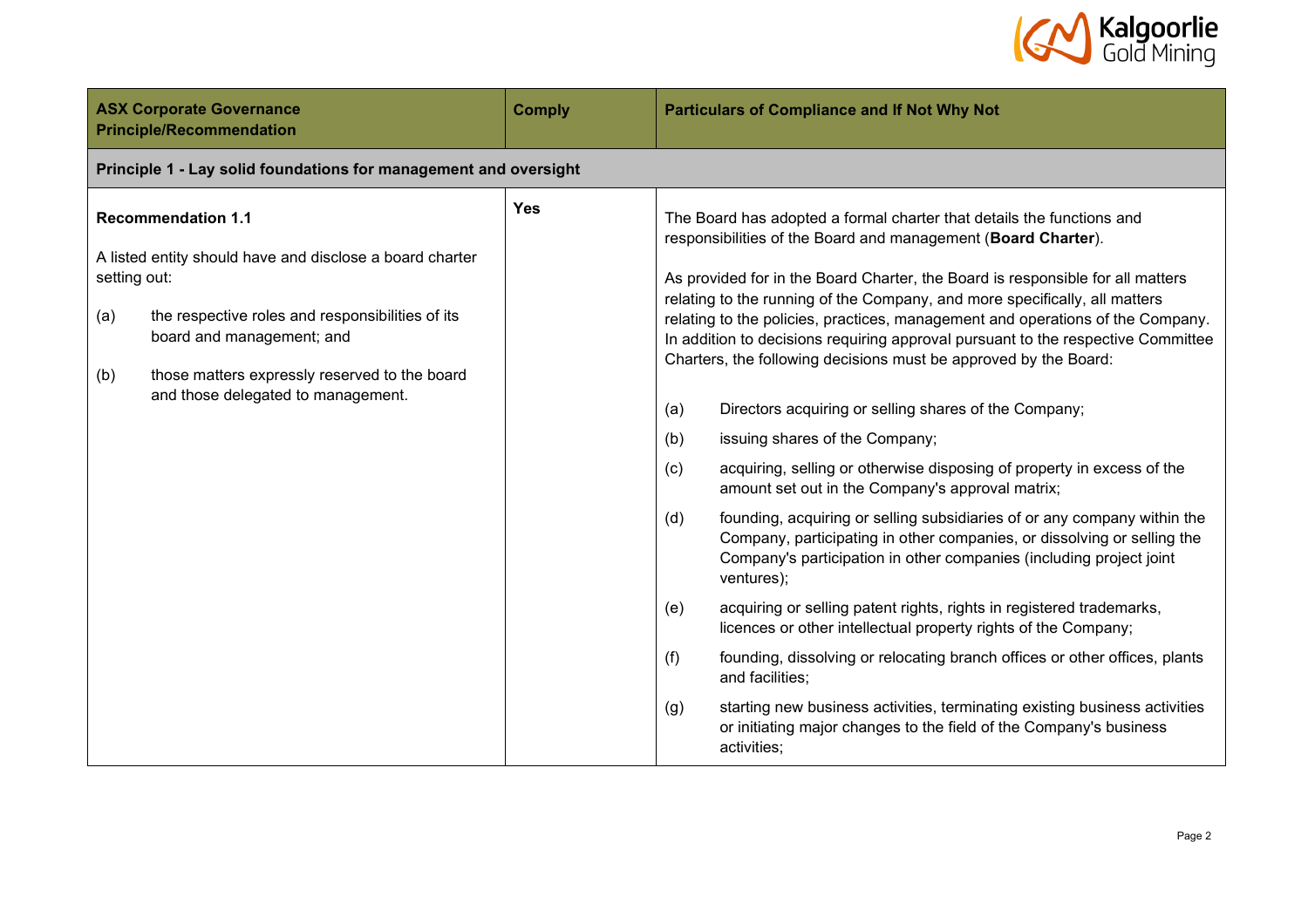| ASX Corporate Governance Principle/Recommendation | Comply | Particulars of Compliance and If Not Why Not |
|---|---|---|
| **Principle 1 - Lay solid foundations for management and oversight** | | |
| **Recommendation 1.1**<br><br>A listed entity should have and disclose a board charter setting out:<br><br>(a) the respective roles and responsibilities of its board and management; and<br><br>(b) those matters expressly reserved to the board and those delegated to management. | **Yes** | The Board has adopted a formal charter that details the functions and responsibilities of the Board and management (**Board Charter**).<br><br>As provided for in the Board Charter, the Board is responsible for all matters relating to the running of the Company, and more specifically, all matters relating to the policies, practices, management and operations of the Company. In addition to decisions requiring approval pursuant to the respective Committee Charters, the following decisions must be approved by the Board:<br><br>(a) Directors acquiring or selling shares of the Company;<br><br>(b) issuing shares of the Company;<br><br>(c) acquiring, selling or otherwise disposing of property in excess of the amount set out in the Company's approval matrix;<br><br>(d) founding, acquiring or selling subsidiaries of or any company within the Company, participating in other companies, or dissolving or selling the Company's participation in other companies (including project joint ventures);<br><br>(e) acquiring or selling patent rights, rights in registered trademarks, licences or other intellectual property rights of the Company;<br><br>(f) founding, dissolving or relocating branch offices or other offices, plants and facilities;<br><br>(g) starting new business activities, terminating existing business activities or initiating major changes to the field of the Company's business activities; |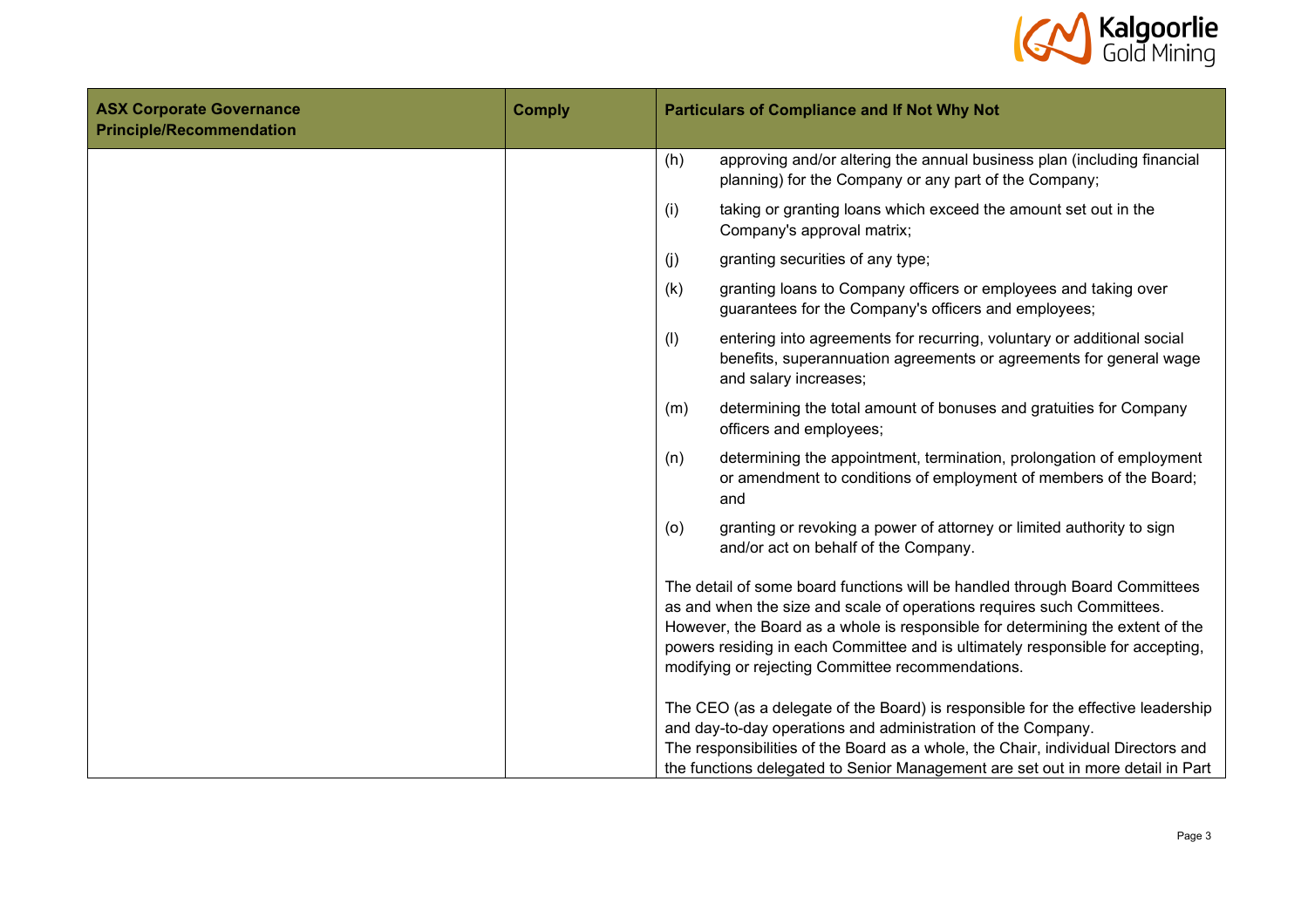| ASX Corporate Governance Principle/Recommendation | Comply | Particulars of Compliance and If Not Why Not |
|---|---|---|
| | | (h) approving and/or altering the annual business plan (including financial planning) for the Company or any part of the Company;<br><br>(i) taking or granting loans which exceed the amount set out in the Company's approval matrix;<br><br>(j) granting securities of any type;<br><br>(k) granting loans to Company officers or employees and taking over guarantees for the Company's officers and employees;<br><br>(l) entering into agreements for recurring, voluntary or additional social benefits, superannuation agreements or agreements for general wage and salary increases;<br><br>(m) determining the total amount of bonuses and gratuities for Company officers and employees;<br><br>(n) determining the appointment, termination, prolongation of employment or amendment to conditions of employment of members of the Board; and<br><br>(o) granting or revoking a power of attorney or limited authority to sign and/or act on behalf of the Company.<br><br>The detail of some board functions will be handled through Board Committees as and when the size and scale of operations requires such Committees. However, the Board as a whole is responsible for determining the extent of the powers residing in each Committee and is ultimately responsible for accepting, modifying or rejecting Committee recommendations.<br><br>The CEO (as a delegate of the Board) is responsible for the effective leadership and day-to-day operations and administration of the Company.<br>The responsibilities of the Board as a whole, the Chair, individual Directors and the functions delegated to Senior Management are set out in more detail in Part |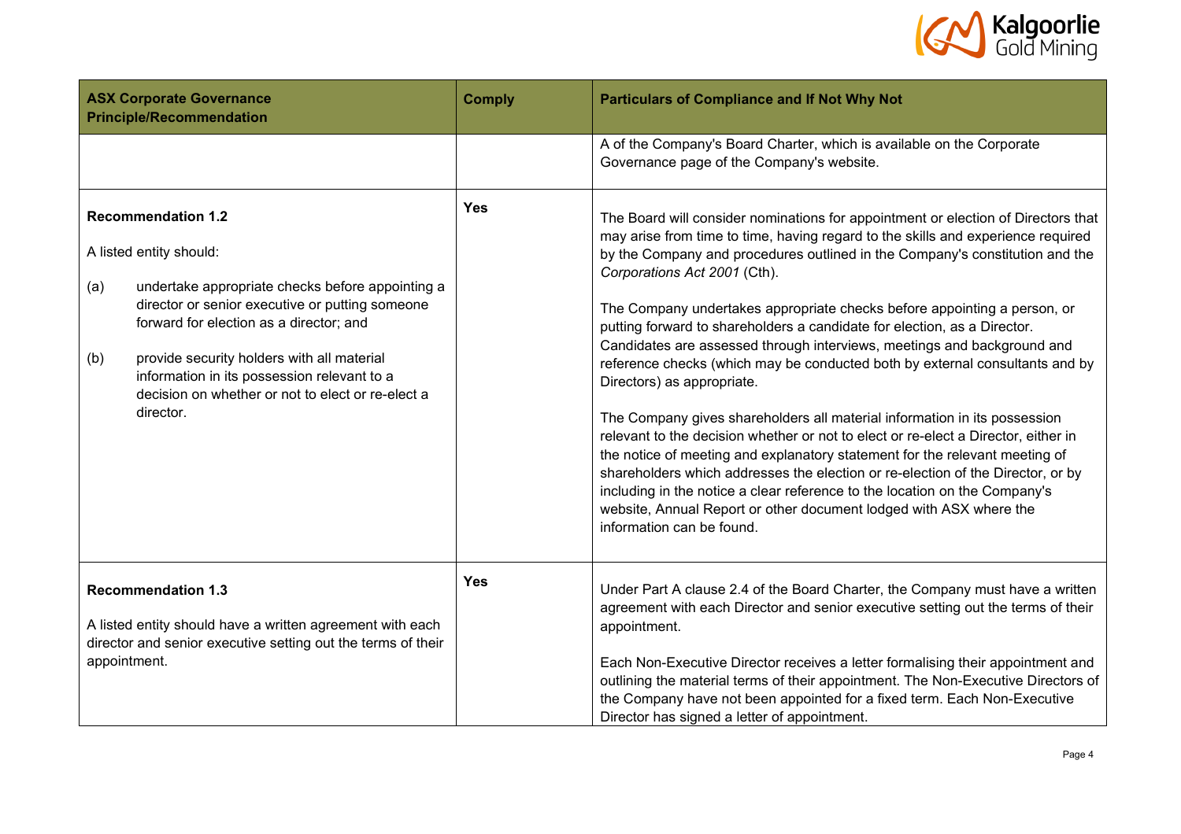| ASX Corporate Governance Principle/Recommendation | Comply | Particulars of Compliance and If Not Why Not |
|---|---|---|
| | | A of the Company's Board Charter, which is available on the Corporate Governance page of the Company's website. |
| **Recommendation 1.2**<br><br>A listed entity should:<br><br>(a) undertake appropriate checks before appointing a director or senior executive or putting someone forward for election as a director; and<br><br>(b) provide security holders with all material information in its possession relevant to a decision on whether or not to elect or re-elect a director. | **Yes** | The Board will consider nominations for appointment or election of Directors that may arise from time to time, having regard to the skills and experience required by the Company and procedures outlined in the Company's constitution and the *Corporations Act 2001* (Cth).<br><br>The Company undertakes appropriate checks before appointing a person, or putting forward to shareholders a candidate for election, as a Director. Candidates are assessed through interviews, meetings and background and reference checks (which may be conducted both by external consultants and by Directors) as appropriate.<br><br>The Company gives shareholders all material information in its possession relevant to the decision whether or not to elect or re-elect a Director, either in the notice of meeting and explanatory statement for the relevant meeting of shareholders which addresses the election or re-election of the Director, or by including in the notice a clear reference to the location on the Company's website, Annual Report or other document lodged with ASX where the information can be found. |
| **Recommendation 1.3**<br><br>A listed entity should have a written agreement with each director and senior executive setting out the terms of their appointment. | **Yes** | Under Part A clause 2.4 of the Board Charter, the Company must have a written agreement with each Director and senior executive setting out the terms of their appointment.<br><br>Each Non-Executive Director receives a letter formalising their appointment and outlining the material terms of their appointment. The Non-Executive Directors of the Company have not been appointed for a fixed term. Each Non-Executive Director has signed a letter of appointment. |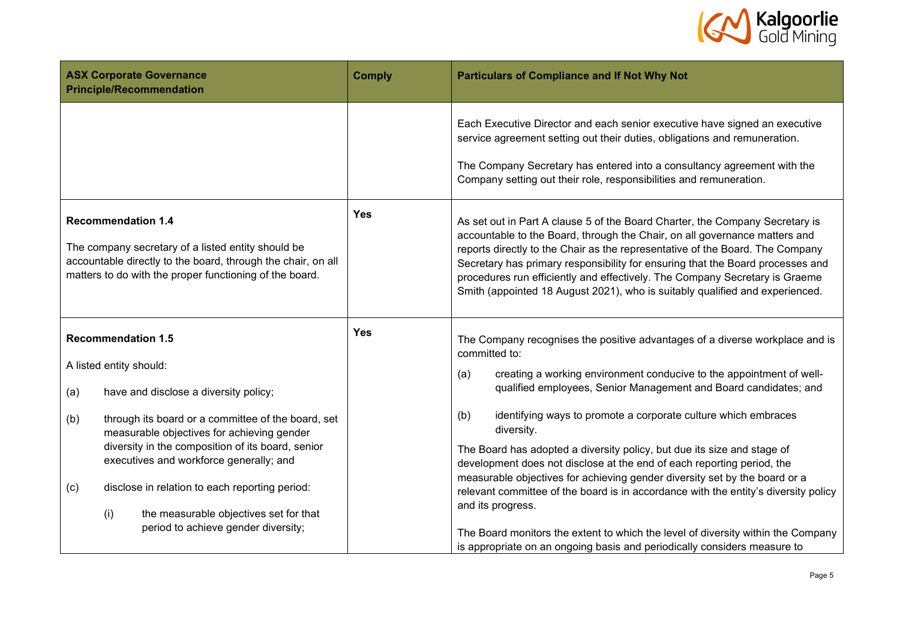| ASX Corporate Governance Principle/Recommendation | Comply | Particulars of Compliance and If Not Why Not |
|---|---|---|
| | | Each Executive Director and each senior executive have signed an executive service agreement setting out their duties, obligations and remuneration.<br><br>The Company Secretary has entered into a consultancy agreement with the Company setting out their role, responsibilities and remuneration. |
| **Recommendation 1.4**<br><br>The company secretary of a listed entity should be accountable directly to the board, through the chair, on all matters to do with the proper functioning of the board. | **Yes** | As set out in Part A clause 5 of the Board Charter, the Company Secretary is accountable to the Board, through the Chair, on all governance matters and reports directly to the Chair as the representative of the Board. The Company Secretary has primary responsibility for ensuring that the Board processes and procedures run efficiently and effectively. The Company Secretary is Graeme Smith (appointed 18 August 2021), who is suitably qualified and experienced. |
| **Recommendation 1.5**<br><br>A listed entity should:<br><br>(a) have and disclose a diversity policy;<br><br>(b) through its board or a committee of the board, set measurable objectives for achieving gender diversity in the composition of its board, senior executives and workforce generally; and<br><br>(c) disclose in relation to each reporting period:<br><br>(i) the measurable objectives set for that period to achieve gender diversity; | **Yes** | The Company recognises the positive advantages of a diverse workplace and is committed to:<br><br>(a) creating a working environment conducive to the appointment of well-qualified employees, Senior Management and Board candidates; and<br><br>(b) identifying ways to promote a corporate culture which embraces diversity.<br><br>The Board has adopted a diversity policy, but due its size and stage of development does not disclose at the end of each reporting period, the measurable objectives for achieving gender diversity set by the board or a relevant committee of the board is in accordance with the entity's diversity policy and its progress.<br><br>The Board monitors the extent to which the level of diversity within the Company is appropriate on an ongoing basis and periodically considers measure to |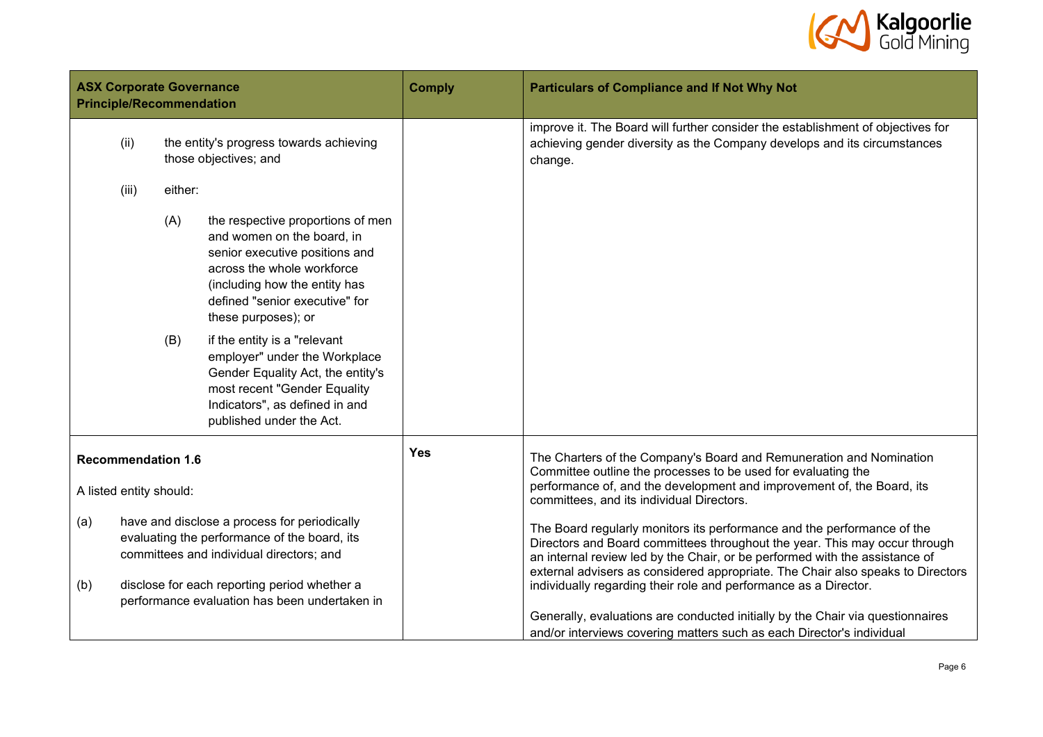| ASX Corporate Governance Principle/Recommendation | Comply | Particulars of Compliance and If Not Why Not |
|---|---|---|
| (ii) the entity's progress towards achieving those objectives; and<br><br>(iii) either:<br><br>(A) the respective proportions of men and women on the board, in senior executive positions and across the whole workforce (including how the entity has defined "senior executive" for these purposes); or<br><br>(B) if the entity is a "relevant employer" under the Workplace Gender Equality Act, the entity's most recent "Gender Equality Indicators", as defined in and published under the Act. | | improve it. The Board will further consider the establishment of objectives for achieving gender diversity as the Company develops and its circumstances change. |
| **Recommendation 1.6**<br><br>A listed entity should:<br><br>(a) have and disclose a process for periodically evaluating the performance of the board, its committees and individual directors; and<br><br>(b) disclose for each reporting period whether a performance evaluation has been undertaken in | **Yes** | The Charters of the Company's Board and Remuneration and Nomination Committee outline the processes to be used for evaluating the performance of, and the development and improvement of, the Board, its committees, and its individual Directors.<br><br>The Board regularly monitors its performance and the performance of the Directors and Board committees throughout the year. This may occur through an internal review led by the Chair, or be performed with the assistance of external advisers as considered appropriate. The Chair also speaks to Directors individually regarding their role and performance as a Director.<br><br>Generally, evaluations are conducted initially by the Chair via questionnaires and/or interviews covering matters such as each Director's individual |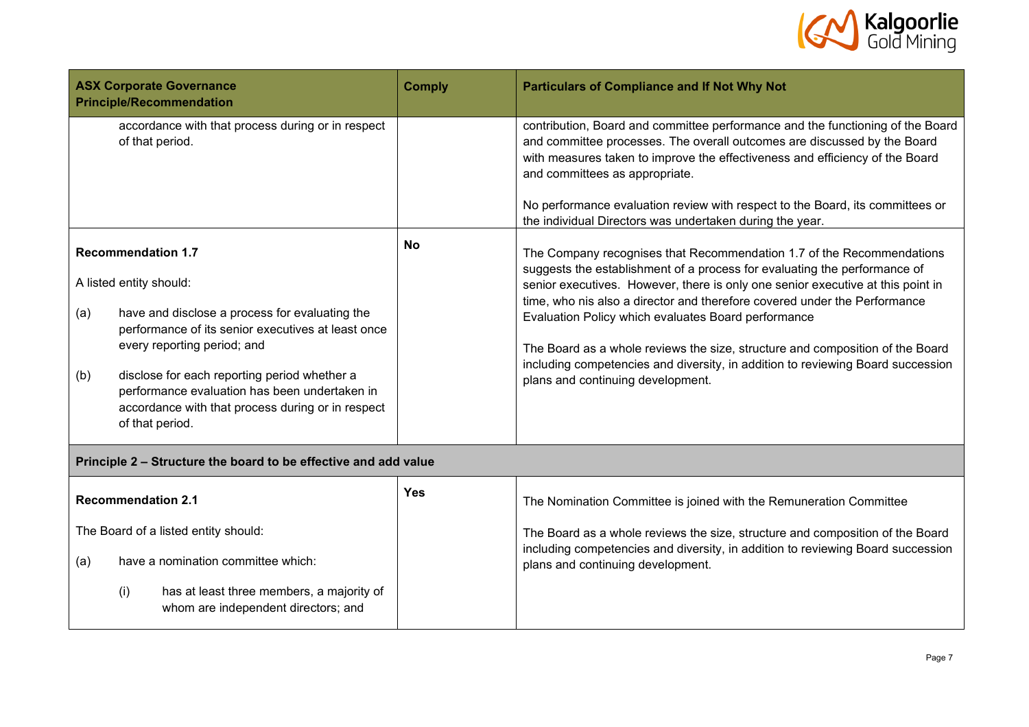| ASX Corporate Governance Principle/Recommendation | Comply | Particulars of Compliance and If Not Why Not |
|---|---|---|
| accordance with that process during or in respect of that period. | | contribution, Board and committee performance and the functioning of the Board and committee processes. The overall outcomes are discussed by the Board with measures taken to improve the effectiveness and efficiency of the Board and committees as appropriate.<br><br>No performance evaluation review with respect to the Board, its committees or the individual Directors was undertaken during the year. |
| **Recommendation 1.7**<br><br>A listed entity should:<br><br>(a) have and disclose a process for evaluating the performance of its senior executives at least once every reporting period; and<br><br>(b) disclose for each reporting period whether a performance evaluation has been undertaken in accordance with that process during or in respect of that period. | **No** | The Company recognises that Recommendation 1.7 of the Recommendations suggests the establishment of a process for evaluating the performance of senior executives. However, there is only one senior executive at this point in time, who nis also a director and therefore covered under the Performance Evaluation Policy which evaluates Board performance<br><br>The Board as a whole reviews the size, structure and composition of the Board including competencies and diversity, in addition to reviewing Board succession plans and continuing development. |
| **Principle 2 – Structure the board to be effective and add value** | | |
| **Recommendation 2.1**<br><br>The Board of a listed entity should:<br><br>(a) have a nomination committee which:<br><br>(i) has at least three members, a majority of whom are independent directors; and | **Yes** | The Nomination Committee is joined with the Remuneration Committee<br><br>The Board as a whole reviews the size, structure and composition of the Board including competencies and diversity, in addition to reviewing Board succession plans and continuing development. |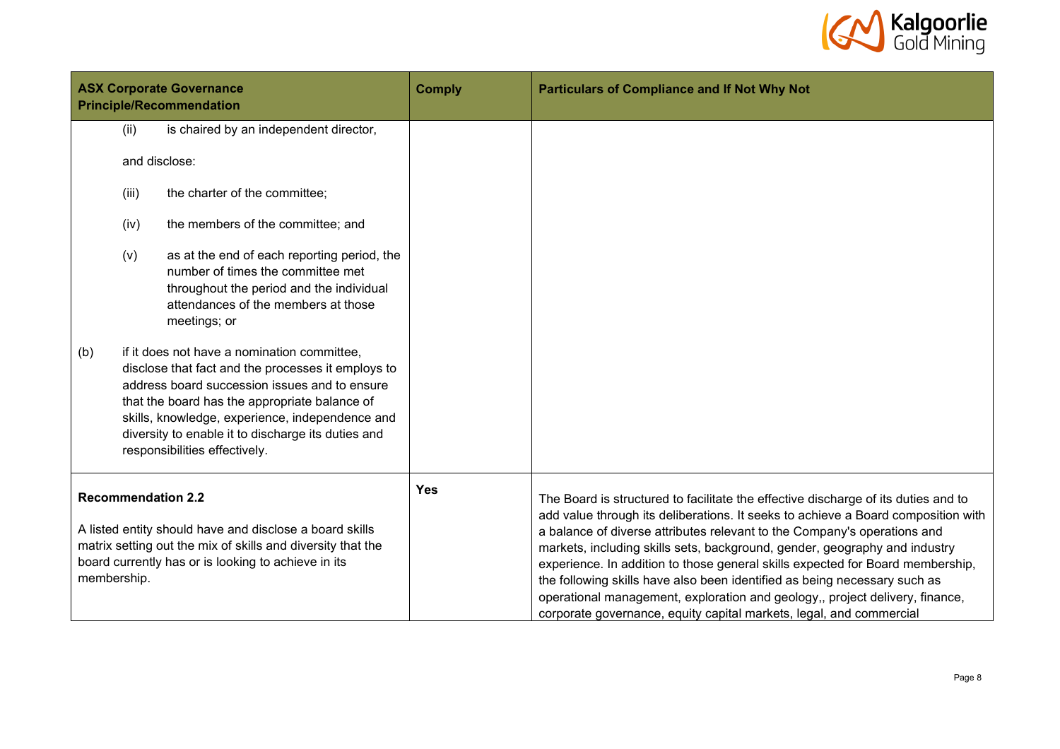| ASX Corporate Governance Principle/Recommendation | Comply | Particulars of Compliance and If Not Why Not |
|---|---|---|
| (ii) is chaired by an independent director,<br><br>and disclose:<br><br>(iii) the charter of the committee;<br><br>(iv) the members of the committee; and<br><br>(v) as at the end of each reporting period, the number of times the committee met throughout the period and the individual attendances of the members at those meetings; or<br><br>(b) if it does not have a nomination committee, disclose that fact and the processes it employs to address board succession issues and to ensure that the board has the appropriate balance of skills, knowledge, experience, independence and diversity to enable it to discharge its duties and responsibilities effectively. | | |
| **Recommendation 2.2**<br><br>A listed entity should have and disclose a board skills matrix setting out the mix of skills and diversity that the board currently has or is looking to achieve in its membership. | **Yes** | The Board is structured to facilitate the effective discharge of its duties and to add value through its deliberations. It seeks to achieve a Board composition with a balance of diverse attributes relevant to the Company's operations and markets, including skills sets, background, gender, geography and industry experience. In addition to those general skills expected for Board membership, the following skills have also been identified as being necessary such as operational management, exploration and geology,, project delivery, finance, corporate governance, equity capital markets, legal, and commercial |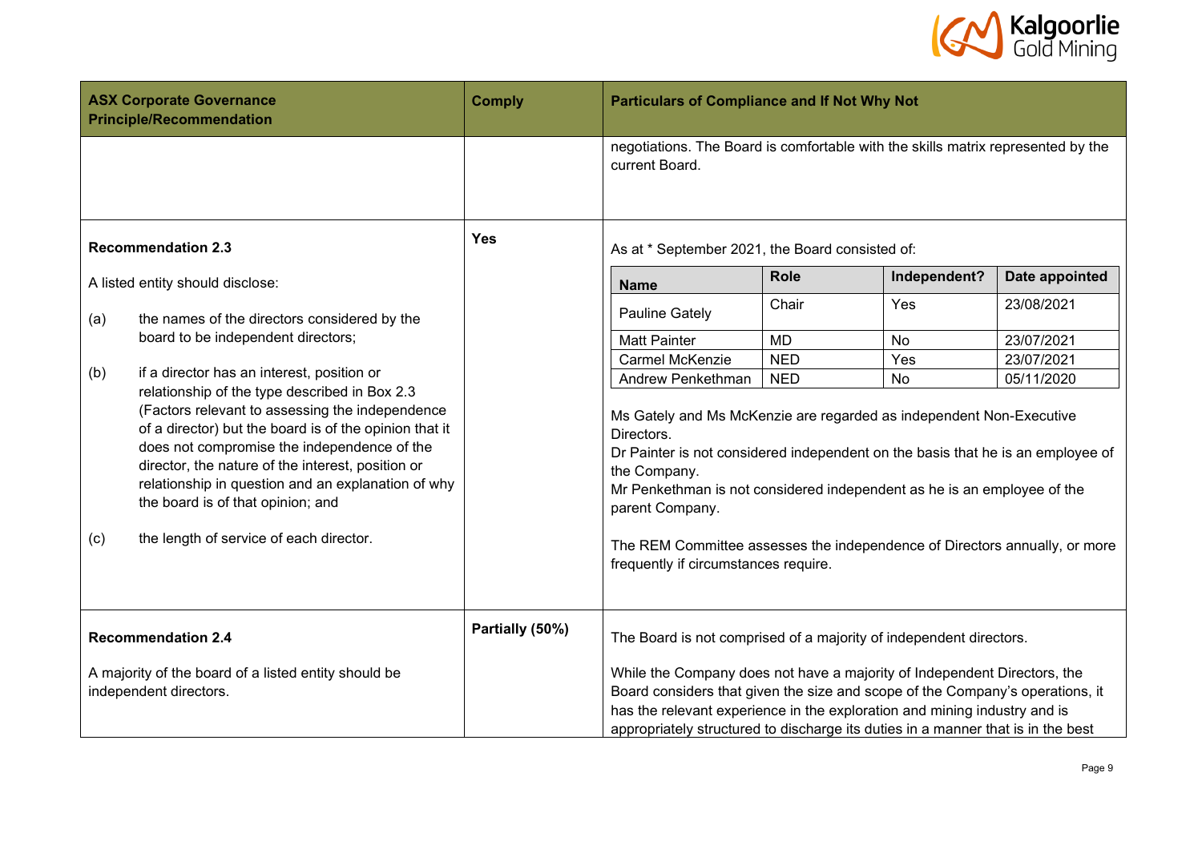| ASX Corporate Governance Principle/Recommendation | Comply | Particulars of Compliance and If Not Why Not |
|---|---|---|
| | | negotiations. The Board is comfortable with the skills matrix represented by the current Board. |
| **Recommendation 2.3**<br><br>A listed entity should disclose:<br><br>(a) the names of the directors considered by the board to be independent directors;<br><br>(b) if a director has an interest, position or relationship of the type described in Box 2.3 (Factors relevant to assessing the independence of a director) but the board is of the opinion that it does not compromise the independence of the director, the nature of the interest, position or relationship in question and an explanation of why the board is of that opinion; and<br><br>(c) the length of service of each director. | **Yes** | As at * September 2021, the Board consisted of:<br><br>**Name** / **Role** / **Independent?** / **Date appointed**<br>Pauline Gately / Chair / Yes / 23/08/2021<br>Matt Painter / MD / No / 23/07/2021<br>Carmel McKenzie / NED / Yes / 23/07/2021<br>Andrew Penkethman / NED / No / 05/11/2020<br><br>Ms Gately and Ms McKenzie are regarded as independent Non-Executive Directors.<br>Dr Painter is not considered independent on the basis that he is an employee of the Company.<br>Mr Penkethman is not considered independent as he is an employee of the parent Company.<br><br>The REM Committee assesses the independence of Directors annually, or more frequently if circumstances require. |
| **Recommendation 2.4**<br><br>A majority of the board of a listed entity should be independent directors. | **Partially (50%)** | The Board is not comprised of a majority of independent directors.<br><br>While the Company does not have a majority of Independent Directors, the Board considers that given the size and scope of the Company's operations, it has the relevant experience in the exploration and mining industry and is appropriately structured to discharge its duties in a manner that is in the best |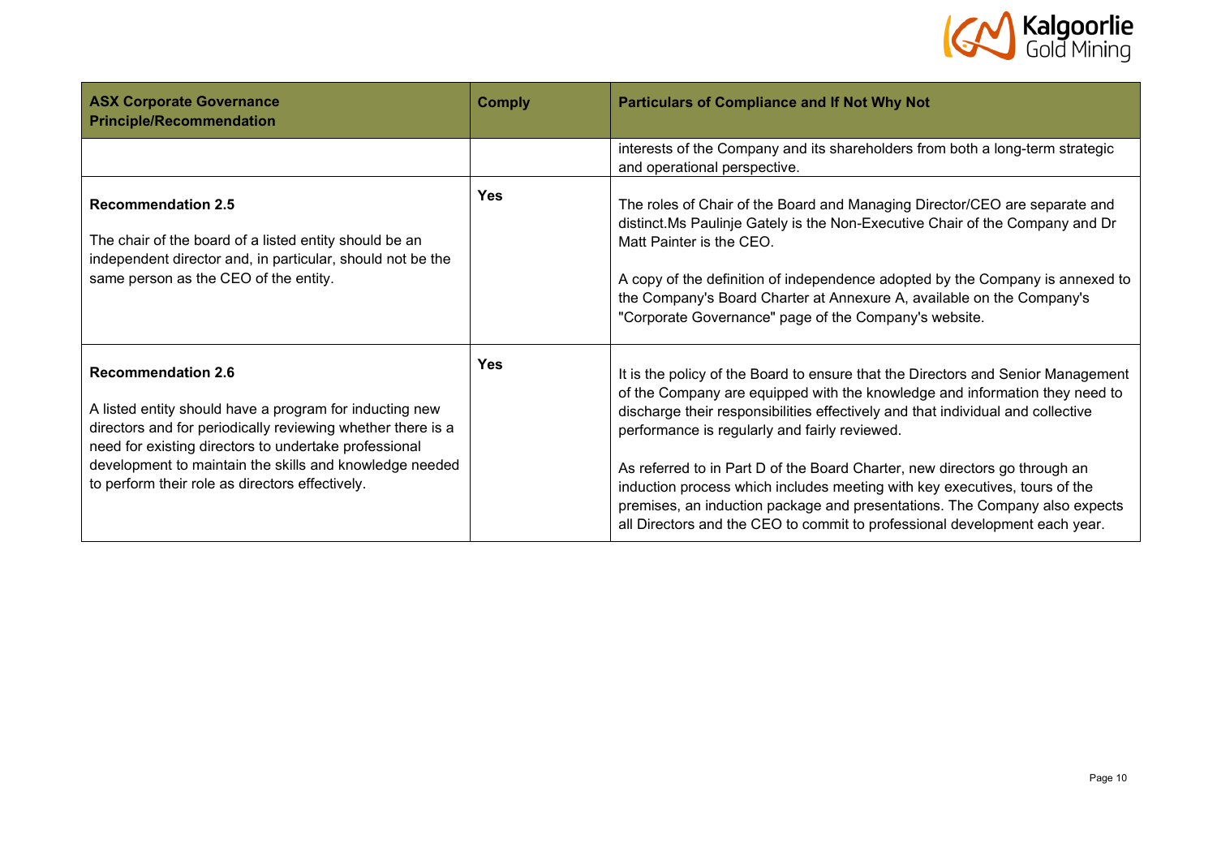| ASX Corporate Governance Principle/Recommendation | Comply | Particulars of Compliance and If Not Why Not |
|---|---|---|
| | | interests of the Company and its shareholders from both a long-term strategic and operational perspective. |
| **Recommendation 2.5**<br><br>The chair of the board of a listed entity should be an independent director and, in particular, should not be the same person as the CEO of the entity. | **Yes** | The roles of Chair of the Board and Managing Director/CEO are separate and distinct.Ms Paulinje Gately is the Non-Executive Chair of the Company and Dr Matt Painter is the CEO.<br><br>A copy of the definition of independence adopted by the Company is annexed to the Company's Board Charter at Annexure A, available on the Company's "Corporate Governance" page of the Company's website. |
| **Recommendation 2.6**<br><br>A listed entity should have a program for inducting new directors and for periodically reviewing whether there is a need for existing directors to undertake professional development to maintain the skills and knowledge needed to perform their role as directors effectively. | **Yes** | It is the policy of the Board to ensure that the Directors and Senior Management of the Company are equipped with the knowledge and information they need to discharge their responsibilities effectively and that individual and collective performance is regularly and fairly reviewed.<br><br>As referred to in Part D of the Board Charter, new directors go through an induction process which includes meeting with key executives, tours of the premises, an induction package and presentations. The Company also expects all Directors and the CEO to commit to professional development each year. |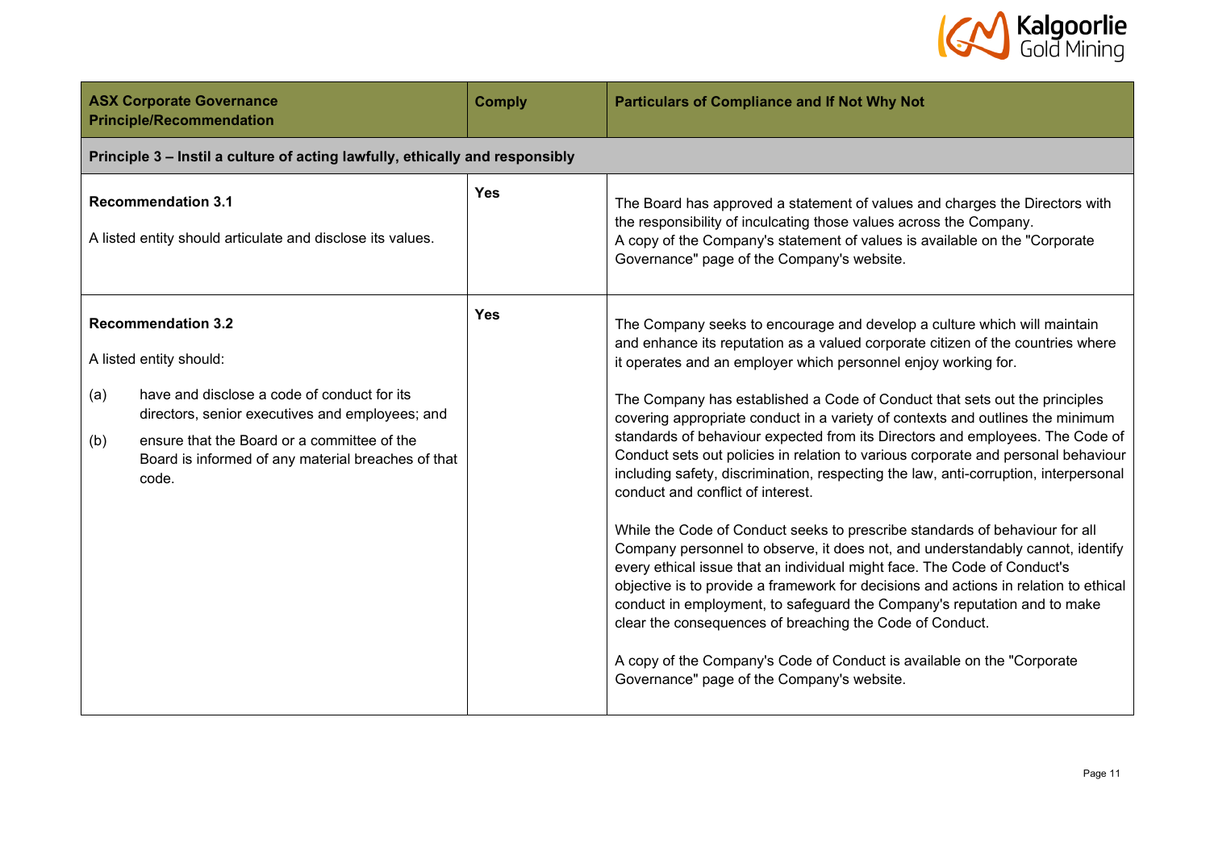| ASX Corporate Governance Principle/Recommendation | Comply | Particulars of Compliance and If Not Why Not |
|---|---|---|
| **Principle 3 – Instil a culture of acting lawfully, ethically and responsibly** | | |
| **Recommendation 3.1**<br><br>A listed entity should articulate and disclose its values. | Yes | The Board has approved a statement of values and charges the Directors with the responsibility of inculcating those values across the Company.<br>A copy of the Company's statement of values is available on the "Corporate Governance" page of the Company's website. |
| **Recommendation 3.2**<br><br>A listed entity should:<br><br>(a) have and disclose a code of conduct for its directors, senior executives and employees; and<br><br>(b) ensure that the Board or a committee of the Board is informed of any material breaches of that code. | Yes | The Company seeks to encourage and develop a culture which will maintain and enhance its reputation as a valued corporate citizen of the countries where it operates and an employer which personnel enjoy working for.<br><br>The Company has established a Code of Conduct that sets out the principles covering appropriate conduct in a variety of contexts and outlines the minimum standards of behaviour expected from its Directors and employees. The Code of Conduct sets out policies in relation to various corporate and personal behaviour including safety, discrimination, respecting the law, anti-corruption, interpersonal conduct and conflict of interest.<br><br>While the Code of Conduct seeks to prescribe standards of behaviour for all Company personnel to observe, it does not, and understandably cannot, identify every ethical issue that an individual might face. The Code of Conduct's objective is to provide a framework for decisions and actions in relation to ethical conduct in employment, to safeguard the Company's reputation and to make clear the consequences of breaching the Code of Conduct.<br><br>A copy of the Company's Code of Conduct is available on the "Corporate Governance" page of the Company's website. |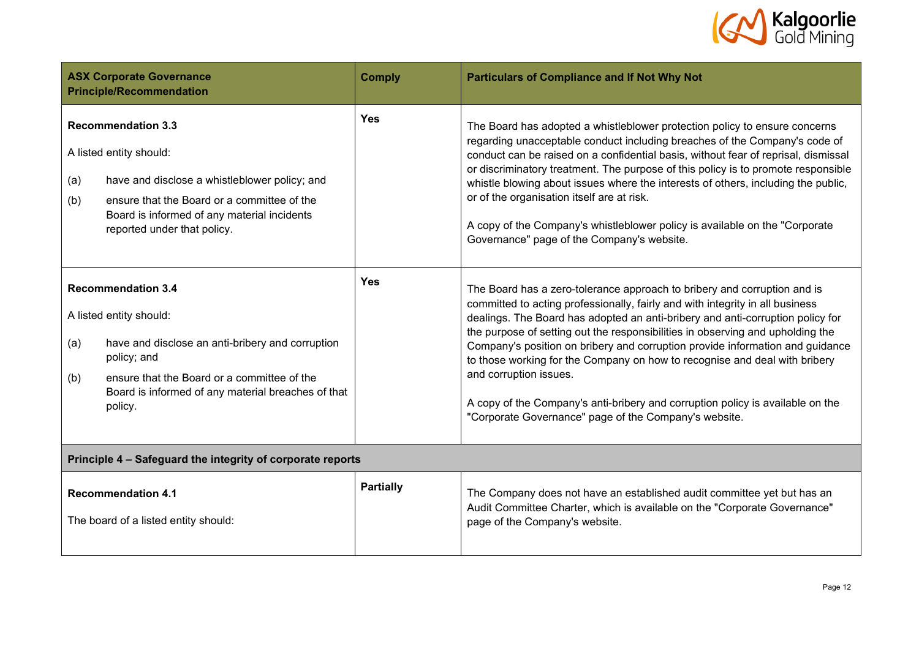| ASX Corporate Governance Principle/Recommendation | Comply | Particulars of Compliance and If Not Why Not |
|---|---|---|
| **Recommendation 3.3**<br><br>A listed entity should:<br><br>(a) have and disclose a whistleblower policy; and<br><br>(b) ensure that the Board or a committee of the Board is informed of any material incidents reported under that policy. | **Yes** | The Board has adopted a whistleblower protection policy to ensure concerns regarding unacceptable conduct including breaches of the Company's code of conduct can be raised on a confidential basis, without fear of reprisal, dismissal or discriminatory treatment. The purpose of this policy is to promote responsible whistle blowing about issues where the interests of others, including the public, or of the organisation itself are at risk.<br><br>A copy of the Company's whistleblower policy is available on the "Corporate Governance" page of the Company's website. |
| **Recommendation 3.4**<br><br>A listed entity should:<br><br>(a) have and disclose an anti-bribery and corruption policy; and<br><br>(b) ensure that the Board or a committee of the Board is informed of any material breaches of that policy. | **Yes** | The Board has a zero-tolerance approach to bribery and corruption and is committed to acting professionally, fairly and with integrity in all business dealings. The Board has adopted an anti-bribery and anti-corruption policy for the purpose of setting out the responsibilities in observing and upholding the Company's position on bribery and corruption provide information and guidance to those working for the Company on how to recognise and deal with bribery and corruption issues.<br><br>A copy of the Company's anti-bribery and corruption policy is available on the "Corporate Governance" page of the Company's website. |
| **Principle 4 – Safeguard the integrity of corporate reports** | | |
| **Recommendation 4.1**<br><br>The board of a listed entity should: | **Partially** | The Company does not have an established audit committee yet but has an Audit Committee Charter, which is available on the "Corporate Governance" page of the Company's website. |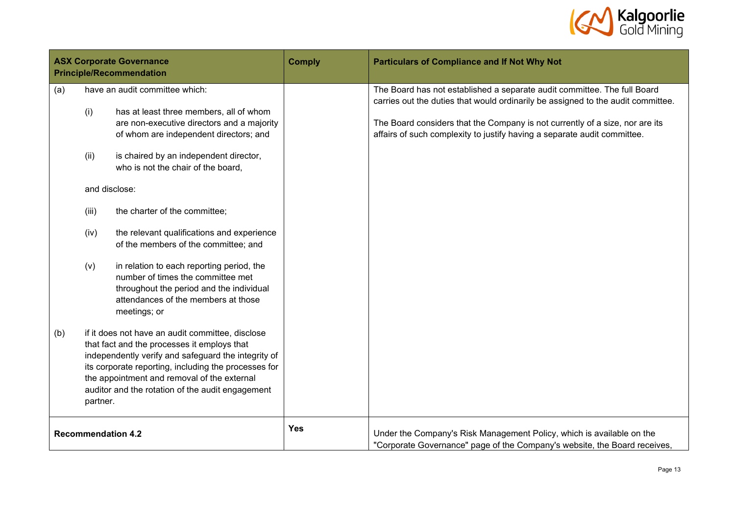| ASX Corporate Governance Principle/Recommendation | Comply | Particulars of Compliance and If Not Why Not |
|---|---|---|
| (a) have an audit committee which:<br><br>(i) has at least three members, all of whom are non-executive directors and a majority of whom are independent directors; and<br><br>(ii) is chaired by an independent director, who is not the chair of the board,<br><br>and disclose:<br><br>(iii) the charter of the committee;<br><br>(iv) the relevant qualifications and experience of the members of the committee; and<br><br>(v) in relation to each reporting period, the number of times the committee met throughout the period and the individual attendances of the members at those meetings; or<br><br>(b) if it does not have an audit committee, disclose that fact and the processes it employs that independently verify and safeguard the integrity of its corporate reporting, including the processes for the appointment and removal of the external auditor and the rotation of the audit engagement partner. | | The Board has not established a separate audit committee. The full Board carries out the duties that would ordinarily be assigned to the audit committee.<br><br>The Board considers that the Company is not currently of a size, nor are its affairs of such complexity to justify having a separate audit committee. |
| **Recommendation 4.2** | **Yes** | Under the Company's Risk Management Policy, which is available on the "Corporate Governance" page of the Company's website, the Board receives, |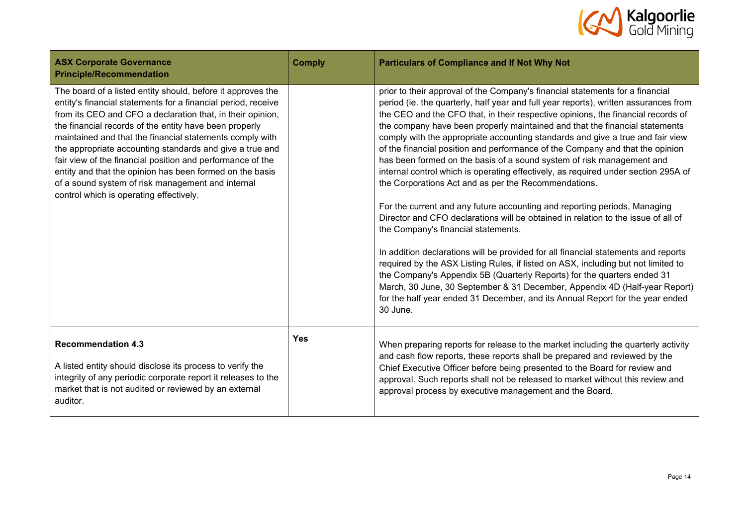| ASX Corporate Governance Principle/Recommendation | Comply | Particulars of Compliance and If Not Why Not |
|---|---|---|
| The board of a listed entity should, before it approves the entity's financial statements for a financial period, receive from its CEO and CFO a declaration that, in their opinion, the financial records of the entity have been properly maintained and that the financial statements comply with the appropriate accounting standards and give a true and fair view of the financial position and performance of the entity and that the opinion has been formed on the basis of a sound system of risk management and internal control which is operating effectively. | | prior to their approval of the Company's financial statements for a financial period (ie. the quarterly, half year and full year reports), written assurances from the CEO and the CFO that, in their respective opinions, the financial records of the company have been properly maintained and that the financial statements comply with the appropriate accounting standards and give a true and fair view of the financial position and performance of the Company and that the opinion has been formed on the basis of a sound system of risk management and internal control which is operating effectively, as required under section 295A of the Corporations Act and as per the Recommendations.<br><br>For the current and any future accounting and reporting periods, Managing Director and CFO declarations will be obtained in relation to the issue of all of the Company's financial statements.<br><br>In addition declarations will be provided for all financial statements and reports required by the ASX Listing Rules, if listed on ASX, including but not limited to the Company's Appendix 5B (Quarterly Reports) for the quarters ended 31 March, 30 June, 30 September & 31 December, Appendix 4D (Half-year Report) for the half year ended 31 December, and its Annual Report for the year ended 30 June. |
| **Recommendation 4.3**<br><br>A listed entity should disclose its process to verify the integrity of any periodic corporate report it releases to the market that is not audited or reviewed by an external auditor. | **Yes** | When preparing reports for release to the market including the quarterly activity and cash flow reports, these reports shall be prepared and reviewed by the Chief Executive Officer before being presented to the Board for review and approval. Such reports shall not be released to market without this review and approval process by executive management and the Board. |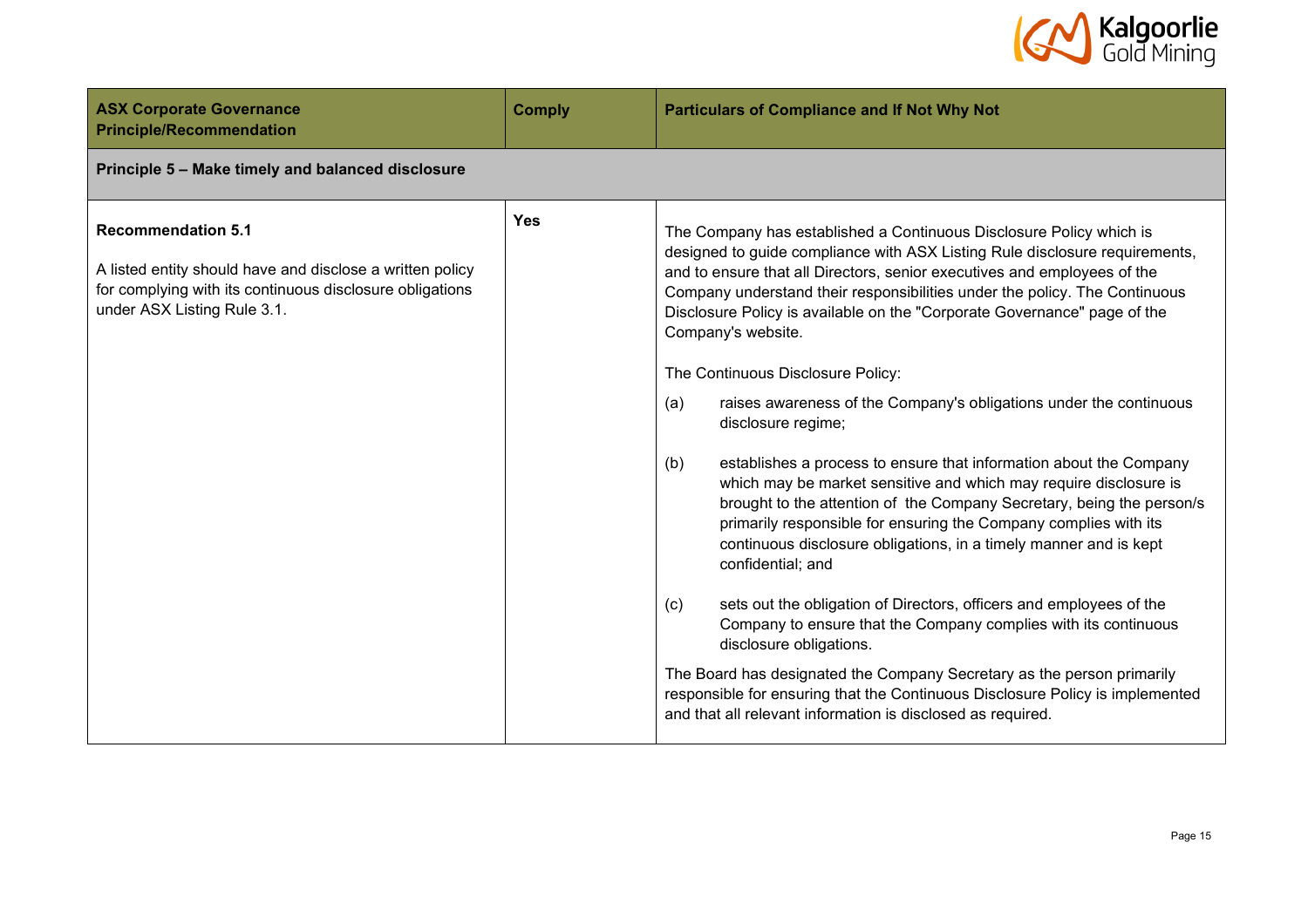| ASX Corporate Governance Principle/Recommendation | Comply | Particulars of Compliance and If Not Why Not |
|---|---|---|
| **Principle 5 – Make timely and balanced disclosure** | | |
| **Recommendation 5.1**<br><br>A listed entity should have and disclose a written policy for complying with its continuous disclosure obligations under ASX Listing Rule 3.1. | **Yes** | The Company has established a Continuous Disclosure Policy which is designed to guide compliance with ASX Listing Rule disclosure requirements, and to ensure that all Directors, senior executives and employees of the Company understand their responsibilities under the policy. The Continuous Disclosure Policy is available on the "Corporate Governance" page of the Company's website.<br><br>The Continuous Disclosure Policy:<br><br>(a) raises awareness of the Company's obligations under the continuous disclosure regime;<br><br>(b) establishes a process to ensure that information about the Company which may be market sensitive and which may require disclosure is brought to the attention of the Company Secretary, being the person/s primarily responsible for ensuring the Company complies with its continuous disclosure obligations, in a timely manner and is kept confidential; and<br><br>(c) sets out the obligation of Directors, officers and employees of the Company to ensure that the Company complies with its continuous disclosure obligations.<br><br>The Board has designated the Company Secretary as the person primarily responsible for ensuring that the Continuous Disclosure Policy is implemented and that all relevant information is disclosed as required. |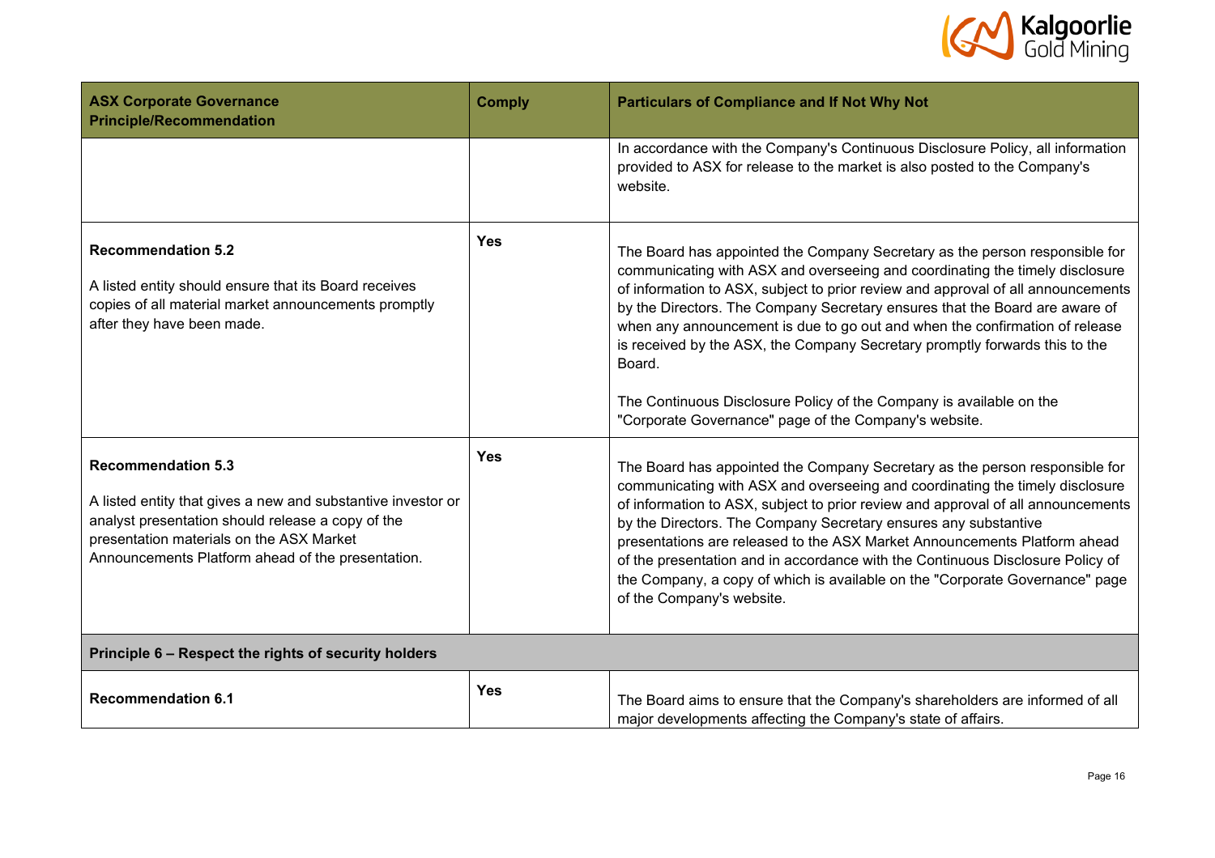| ASX Corporate Governance Principle/Recommendation | Comply | Particulars of Compliance and If Not Why Not |
|---|---|---|
| | | In accordance with the Company's Continuous Disclosure Policy, all information provided to ASX for release to the market is also posted to the Company's website. |
| **Recommendation 5.2**<br><br>A listed entity should ensure that its Board receives copies of all material market announcements promptly after they have been made. | **Yes** | The Board has appointed the Company Secretary as the person responsible for communicating with ASX and overseeing and coordinating the timely disclosure of information to ASX, subject to prior review and approval of all announcements by the Directors. The Company Secretary ensures that the Board are aware of when any announcement is due to go out and when the confirmation of release is received by the ASX, the Company Secretary promptly forwards this to the Board.<br><br>The Continuous Disclosure Policy of the Company is available on the "Corporate Governance" page of the Company's website. |
| **Recommendation 5.3**<br><br>A listed entity that gives a new and substantive investor or analyst presentation should release a copy of the presentation materials on the ASX Market Announcements Platform ahead of the presentation. | **Yes** | The Board has appointed the Company Secretary as the person responsible for communicating with ASX and overseeing and coordinating the timely disclosure of information to ASX, subject to prior review and approval of all announcements by the Directors. The Company Secretary ensures any substantive presentations are released to the ASX Market Announcements Platform ahead of the presentation and in accordance with the Continuous Disclosure Policy of the Company, a copy of which is available on the "Corporate Governance" page of the Company's website. |
| **Principle 6 – Respect the rights of security holders** | | |
| **Recommendation 6.1** | **Yes** | The Board aims to ensure that the Company's shareholders are informed of all major developments affecting the Company's state of affairs. |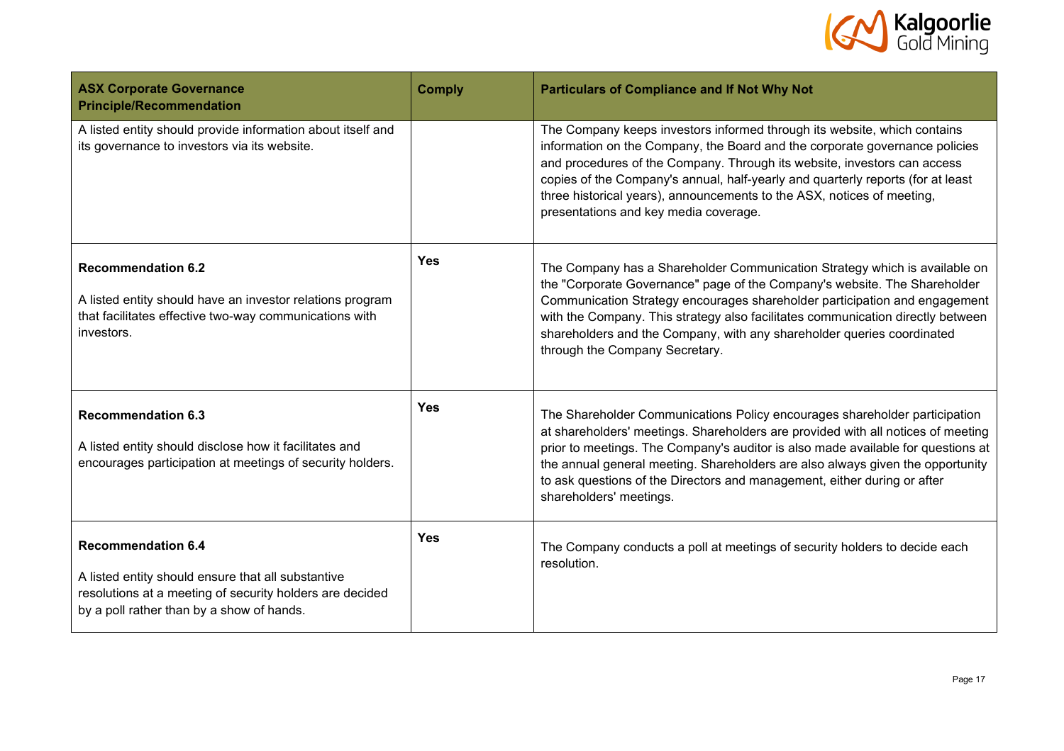| ASX Corporate Governance Principle/Recommendation | Comply | Particulars of Compliance and If Not Why Not |
|---|---|---|
| A listed entity should provide information about itself and its governance to investors via its website. | | The Company keeps investors informed through its website, which contains information on the Company, the Board and the corporate governance policies and procedures of the Company. Through its website, investors can access copies of the Company's annual, half-yearly and quarterly reports (for at least three historical years), announcements to the ASX, notices of meeting, presentations and key media coverage. |
| **Recommendation 6.2**<br><br>A listed entity should have an investor relations program that facilitates effective two-way communications with investors. | **Yes** | The Company has a Shareholder Communication Strategy which is available on the "Corporate Governance" page of the Company's website. The Shareholder Communication Strategy encourages shareholder participation and engagement with the Company. This strategy also facilitates communication directly between shareholders and the Company, with any shareholder queries coordinated through the Company Secretary. |
| **Recommendation 6.3**<br><br>A listed entity should disclose how it facilitates and encourages participation at meetings of security holders. | **Yes** | The Shareholder Communications Policy encourages shareholder participation at shareholders' meetings. Shareholders are provided with all notices of meeting prior to meetings. The Company's auditor is also made available for questions at the annual general meeting. Shareholders are also always given the opportunity to ask questions of the Directors and management, either during or after shareholders' meetings. |
| **Recommendation 6.4**<br><br>A listed entity should ensure that all substantive resolutions at a meeting of security holders are decided by a poll rather than by a show of hands. | **Yes** | The Company conducts a poll at meetings of security holders to decide each resolution. |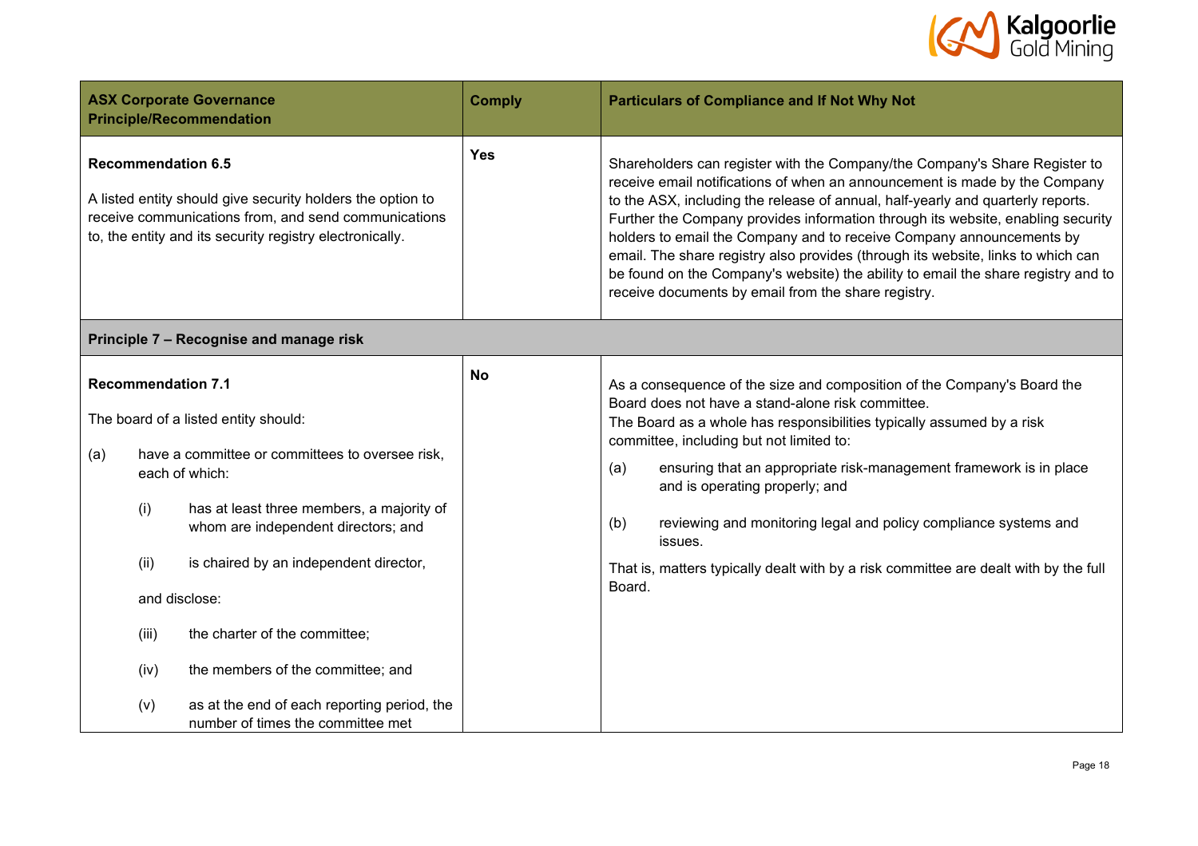| ASX Corporate Governance Principle/Recommendation | Comply | Particulars of Compliance and If Not Why Not |
|---|---|---|
| **Recommendation 6.5**<br><br>A listed entity should give security holders the option to receive communications from, and send communications to, the entity and its security registry electronically. | **Yes** | Shareholders can register with the Company/the Company's Share Register to receive email notifications of when an announcement is made by the Company to the ASX, including the release of annual, half-yearly and quarterly reports. Further the Company provides information through its website, enabling security holders to email the Company and to receive Company announcements by email. The share registry also provides (through its website, links to which can be found on the Company's website) the ability to email the share registry and to receive documents by email from the share registry. |
| **Principle 7 – Recognise and manage risk** | | |
| **Recommendation 7.1**<br><br>The board of a listed entity should:<br><br>(a) have a committee or committees to oversee risk, each of which:<br><br>(i) has at least three members, a majority of whom are independent directors; and<br><br>(ii) is chaired by an independent director,<br><br>and disclose:<br><br>(iii) the charter of the committee;<br><br>(iv) the members of the committee; and<br><br>(v) as at the end of each reporting period, the number of times the committee met | **No** | As a consequence of the size and composition of the Company's Board the Board does not have a stand-alone risk committee.<br>The Board as a whole has responsibilities typically assumed by a risk committee, including but not limited to:<br><br>(a) ensuring that an appropriate risk-management framework is in place and is operating properly; and<br><br>(b) reviewing and monitoring legal and policy compliance systems and issues.<br><br>That is, matters typically dealt with by a risk committee are dealt with by the full Board. |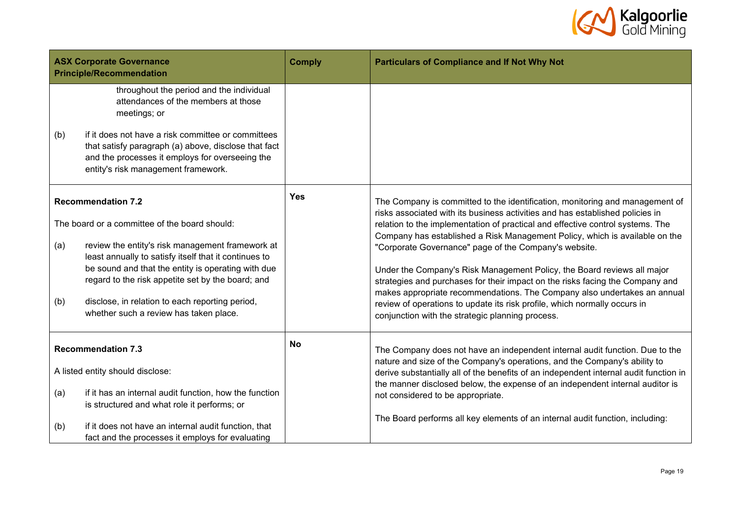| ASX Corporate Governance Principle/Recommendation | Comply | Particulars of Compliance and If Not Why Not |
|---|---|---|
| throughout the period and the individual attendances of the members at those meetings; or<br><br>(b) if it does not have a risk committee or committees that satisfy paragraph (a) above, disclose that fact and the processes it employs for overseeing the entity's risk management framework. | | |
| **Recommendation 7.2**<br><br>The board or a committee of the board should:<br><br>(a) review the entity's risk management framework at least annually to satisfy itself that it continues to be sound and that the entity is operating with due regard to the risk appetite set by the board; and<br><br>(b) disclose, in relation to each reporting period, whether such a review has taken place. | **Yes** | The Company is committed to the identification, monitoring and management of risks associated with its business activities and has established policies in relation to the implementation of practical and effective control systems. The Company has established a Risk Management Policy, which is available on the "Corporate Governance" page of the Company's website.<br><br>Under the Company's Risk Management Policy, the Board reviews all major strategies and purchases for their impact on the risks facing the Company and makes appropriate recommendations. The Company also undertakes an annual review of operations to update its risk profile, which normally occurs in conjunction with the strategic planning process. |
| **Recommendation 7.3**<br><br>A listed entity should disclose:<br><br>(a) if it has an internal audit function, how the function is structured and what role it performs; or<br><br>(b) if it does not have an internal audit function, that fact and the processes it employs for evaluating | **No** | The Company does not have an independent internal audit function. Due to the nature and size of the Company's operations, and the Company's ability to derive substantially all of the benefits of an independent internal audit function in the manner disclosed below, the expense of an independent internal auditor is not considered to be appropriate.<br><br>The Board performs all key elements of an internal audit function, including: |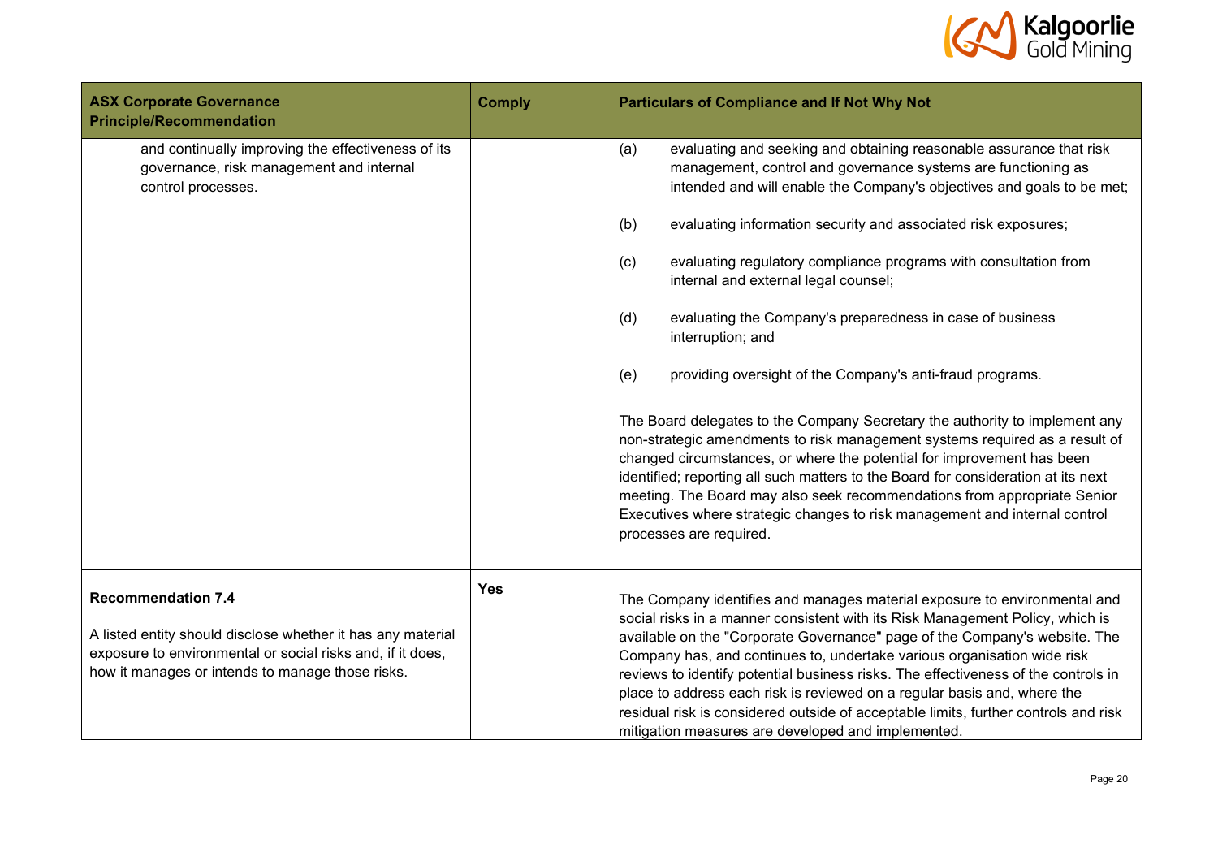| ASX Corporate Governance Principle/Recommendation | Comply | Particulars of Compliance and If Not Why Not |
|---|---|---|
| and continually improving the effectiveness of its governance, risk management and internal control processes. | | (a) evaluating and seeking and obtaining reasonable assurance that risk management, control and governance systems are functioning as intended and will enable the Company's objectives and goals to be met;<br><br>(b) evaluating information security and associated risk exposures;<br><br>(c) evaluating regulatory compliance programs with consultation from internal and external legal counsel;<br><br>(d) evaluating the Company's preparedness in case of business interruption; and<br><br>(e) providing oversight of the Company's anti-fraud programs.<br><br>The Board delegates to the Company Secretary the authority to implement any non-strategic amendments to risk management systems required as a result of changed circumstances, or where the potential for improvement has been identified; reporting all such matters to the Board for consideration at its next meeting. The Board may also seek recommendations from appropriate Senior Executives where strategic changes to risk management and internal control processes are required. |
| **Recommendation 7.4**<br><br>A listed entity should disclose whether it has any material exposure to environmental or social risks and, if it does, how it manages or intends to manage those risks. | **Yes** | The Company identifies and manages material exposure to environmental and social risks in a manner consistent with its Risk Management Policy, which is available on the "Corporate Governance" page of the Company's website. The Company has, and continues to, undertake various organisation wide risk reviews to identify potential business risks. The effectiveness of the controls in place to address each risk is reviewed on a regular basis and, where the residual risk is considered outside of acceptable limits, further controls and risk mitigation measures are developed and implemented. |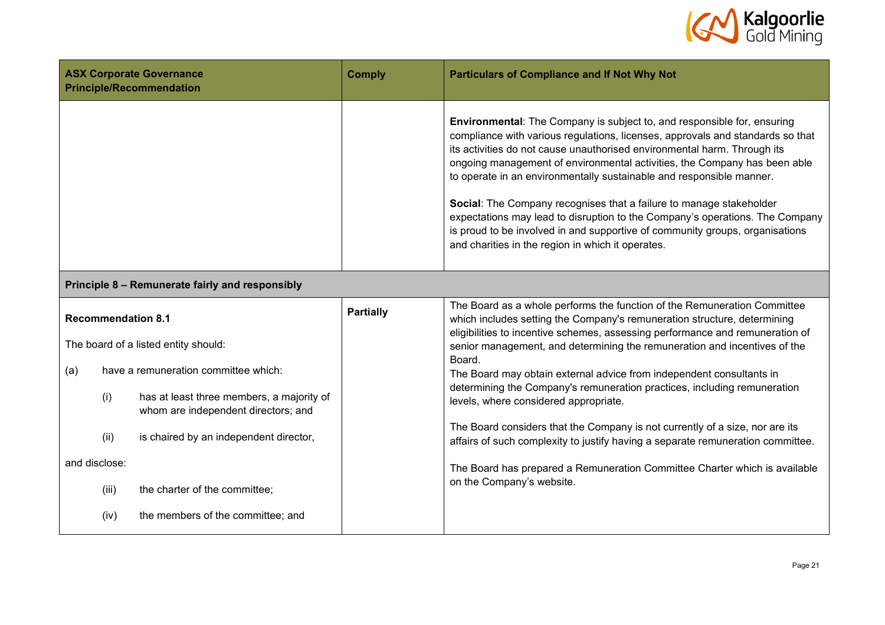| ASX Corporate Governance Principle/Recommendation | Comply | Particulars of Compliance and If Not Why Not |
|---|---|---|
| | | **Environmental**: The Company is subject to, and responsible for, ensuring compliance with various regulations, licenses, approvals and standards so that its activities do not cause unauthorised environmental harm. Through its ongoing management of environmental activities, the Company has been able to operate in an environmentally sustainable and responsible manner.<br><br>**Social**: The Company recognises that a failure to manage stakeholder expectations may lead to disruption to the Company's operations. The Company is proud to be involved in and supportive of community groups, organisations and charities in the region in which it operates. |
| **Principle 8 – Remunerate fairly and responsibly** | | |
| **Recommendation 8.1**<br><br>The board of a listed entity should:<br><br>(a) have a remuneration committee which:<br><br>(i) has at least three members, a majority of whom are independent directors; and<br><br>(ii) is chaired by an independent director,<br><br>and disclose:<br><br>(iii) the charter of the committee;<br><br>(iv) the members of the committee; and | **Partially** | The Board as a whole performs the function of the Remuneration Committee which includes setting the Company's remuneration structure, determining eligibilities to incentive schemes, assessing performance and remuneration of senior management, and determining the remuneration and incentives of the Board.<br>The Board may obtain external advice from independent consultants in determining the Company's remuneration practices, including remuneration levels, where considered appropriate.<br><br>The Board considers that the Company is not currently of a size, nor are its affairs of such complexity to justify having a separate remuneration committee.<br><br>The Board has prepared a Remuneration Committee Charter which is available on the Company's website. |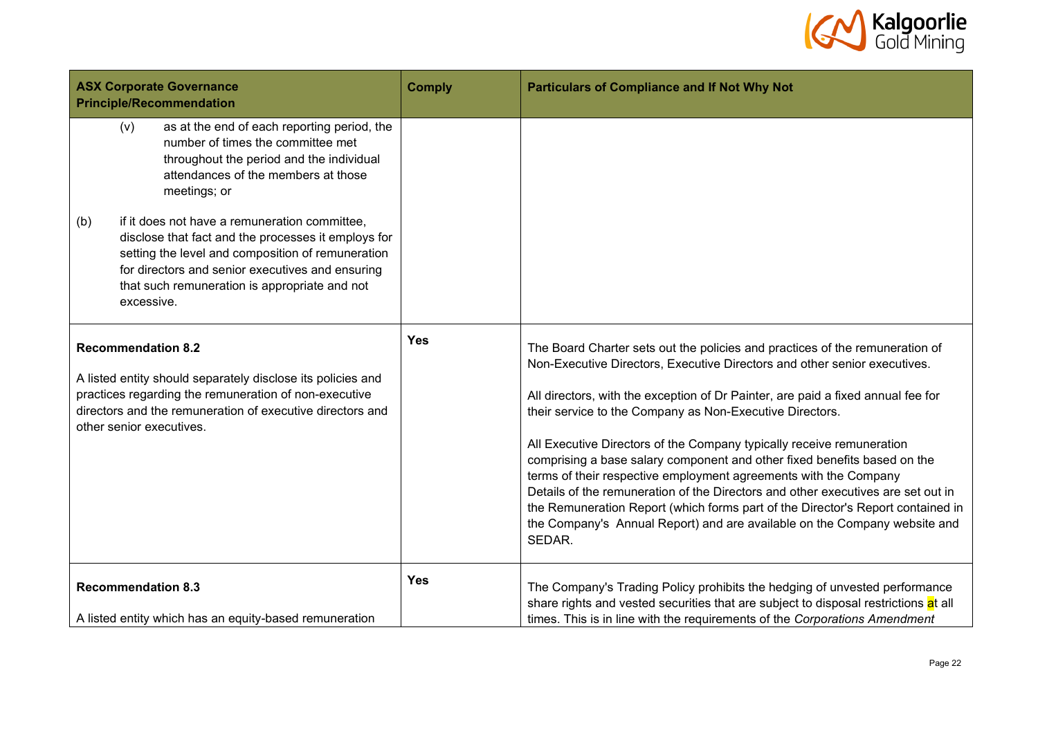| ASX Corporate Governance Principle/Recommendation | Comply | Particulars of Compliance and If Not Why Not |
| --- | --- | --- |
| (v) as at the end of each reporting period, the number of times the committee met throughout the period and the individual attendances of the members at those meetings; or<br><br>(b) if it does not have a remuneration committee, disclose that fact and the processes it employs for setting the level and composition of remuneration for directors and senior executives and ensuring that such remuneration is appropriate and not excessive. | | |
| **Recommendation 8.2**<br><br>A listed entity should separately disclose its policies and practices regarding the remuneration of non-executive directors and the remuneration of executive directors and other senior executives. | **Yes** | The Board Charter sets out the policies and practices of the remuneration of Non-Executive Directors, Executive Directors and other senior executives.<br><br>All directors, with the exception of Dr Painter, are paid a fixed annual fee for their service to the Company as Non-Executive Directors.<br><br>All Executive Directors of the Company typically receive remuneration comprising a base salary component and other fixed benefits based on the terms of their respective employment agreements with the Company Details of the remuneration of the Directors and other executives are set out in the Remuneration Report (which forms part of the Director's Report contained in the Company's Annual Report) and are available on the Company website and SEDAR. |
| **Recommendation 8.3**<br><br>A listed entity which has an equity-based remuneration | **Yes** | The Company's Trading Policy prohibits the hedging of unvested performance share rights and vested securities that are subject to disposal restrictions at all times. This is in line with the requirements of the *Corporations Amendment* |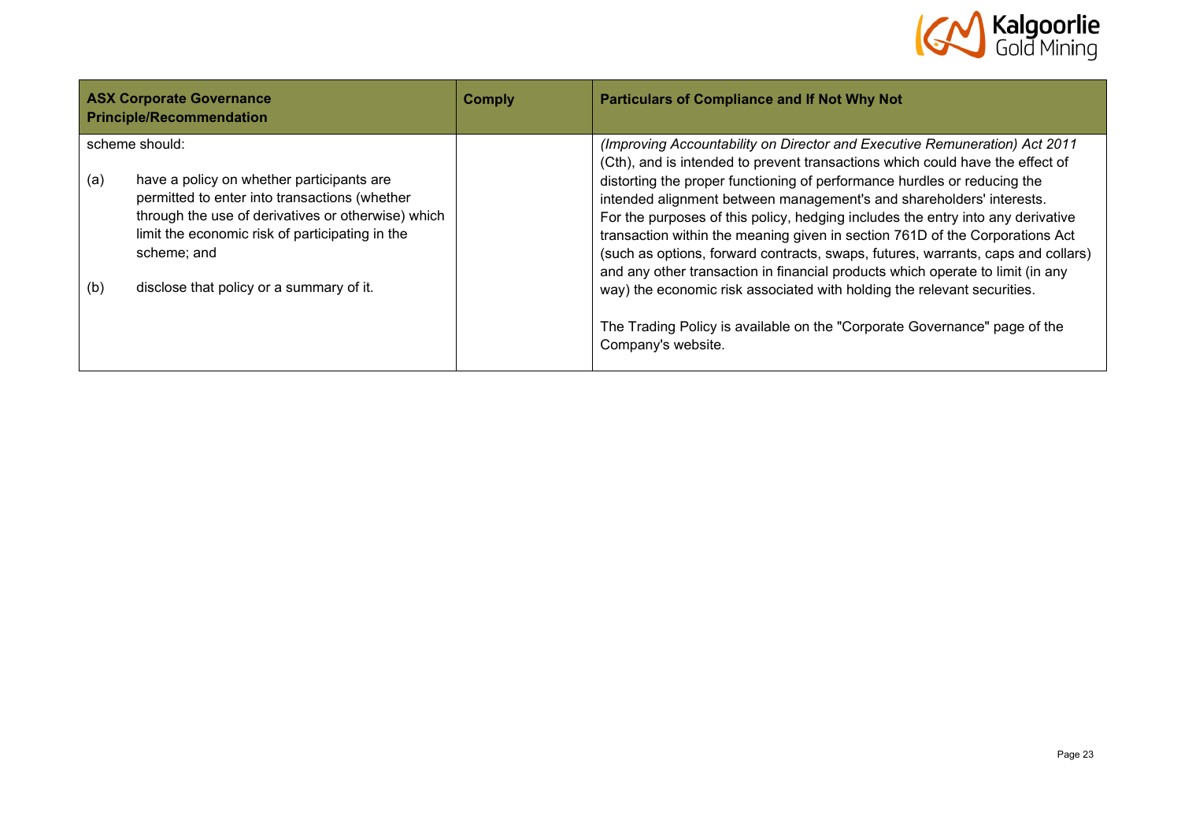| ASX Corporate Governance Principle/Recommendation | Comply | Particulars of Compliance and If Not Why Not |
|---|---|---|
| scheme should:<br><br>(a) have a policy on whether participants are permitted to enter into transactions (whether through the use of derivatives or otherwise) which limit the economic risk of participating in the scheme; and<br><br>(b) disclose that policy or a summary of it. | | *(Improving Accountability on Director and Executive Remuneration) Act 2011* (Cth), and is intended to prevent transactions which could have the effect of distorting the proper functioning of performance hurdles or reducing the intended alignment between management's and shareholders' interests. For the purposes of this policy, hedging includes the entry into any derivative transaction within the meaning given in section 761D of the Corporations Act (such as options, forward contracts, swaps, futures, warrants, caps and collars) and any other transaction in financial products which operate to limit (in any way) the economic risk associated with holding the relevant securities.<br><br>The Trading Policy is available on the "Corporate Governance" page of the Company's website. |